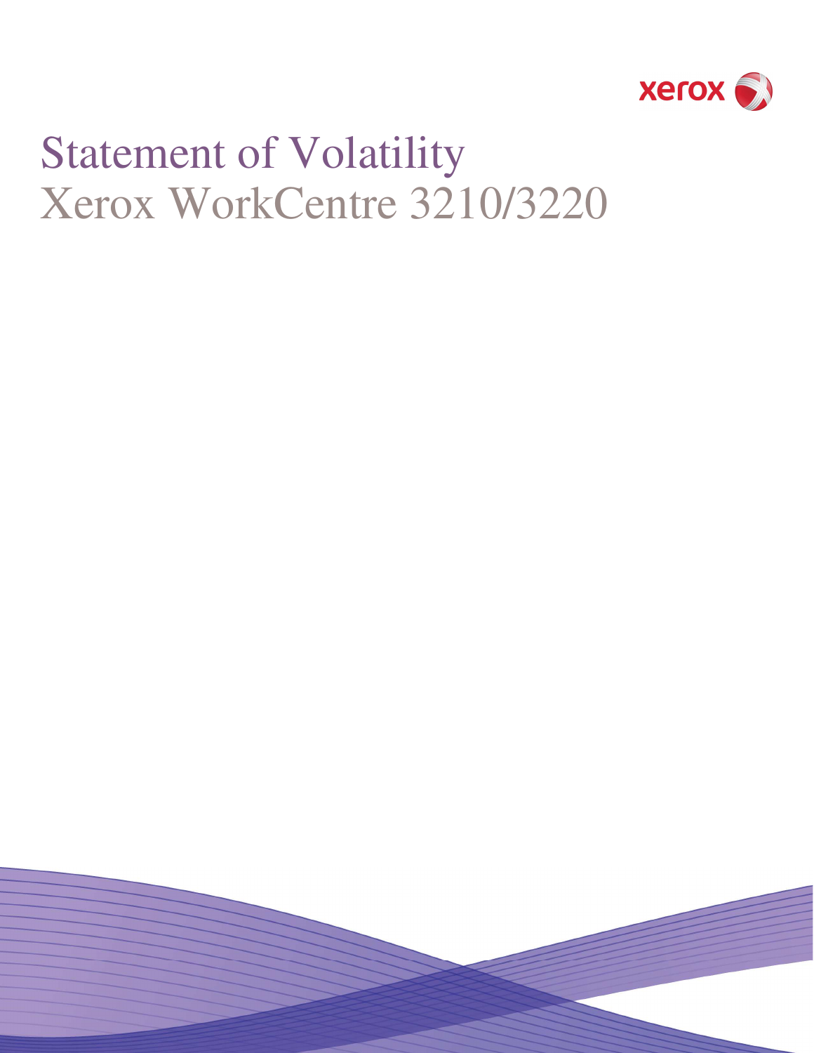# Statement of Volatility

## Xerox WorkCentre 3210/3220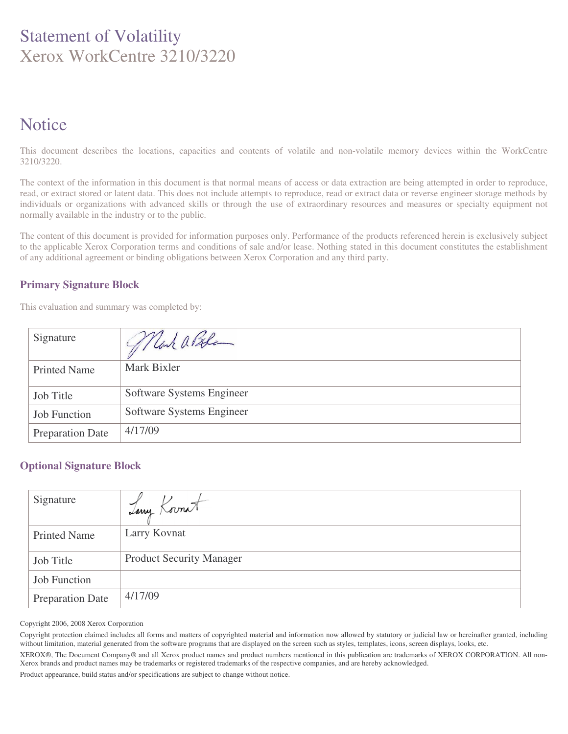# Statement of Volatility
# Xerox WorkCentre 3210/3220

## Notice

This document describes the locations, capacities and contents of volatile and non-volatile memory devices within the WorkCentre 3210/3220.

The context of the information in this document is that normal means of access or data extraction are being attempted in order to reproduce, read, or extract stored or latent data. This does not include attempts to reproduce, read or extract data or reverse engineer storage methods by individuals or organizations with advanced skills or through the use of extraordinary resources and measures or specialty equipment not normally available in the industry or to the public.

The content of this document is provided for information purposes only. Performance of the products referenced herein is exclusively subject to the applicable Xerox Corporation terms and conditions of sale and/or lease. Nothing stated in this document constitutes the establishment of any additional agreement or binding obligations between Xerox Corporation and any third party.

### Primary Signature Block

This evaluation and summary was completed by:

| | |
|---|---|
| Signature | |
| Printed Name | Mark Bixler |
| Job Title | Software Systems Engineer |
| Job Function | Software Systems Engineer |
| Preparation Date | 4/17/09 |

### Optional Signature Block

| | |
|---|---|
| Signature | |
| Printed Name | Larry Kovnat |
| Job Title | Product Security Manager |
| Job Function | |
| Preparation Date | 4/17/09 |

Copyright 2006, 2008 Xerox Corporation

Copyright protection claimed includes all forms and matters of copyrighted material and information now allowed by statutory or judicial law or hereinafter granted, including without limitation, material generated from the software programs that are displayed on the screen such as styles, templates, icons, screen displays, looks, etc.

XEROX®, The Document Company® and all Xerox product names and product numbers mentioned in this publication are trademarks of XEROX CORPORATION. All non-Xerox brands and product names may be trademarks or registered trademarks of the respective companies, and are hereby acknowledged.

Product appearance, build status and/or specifications are subject to change without notice.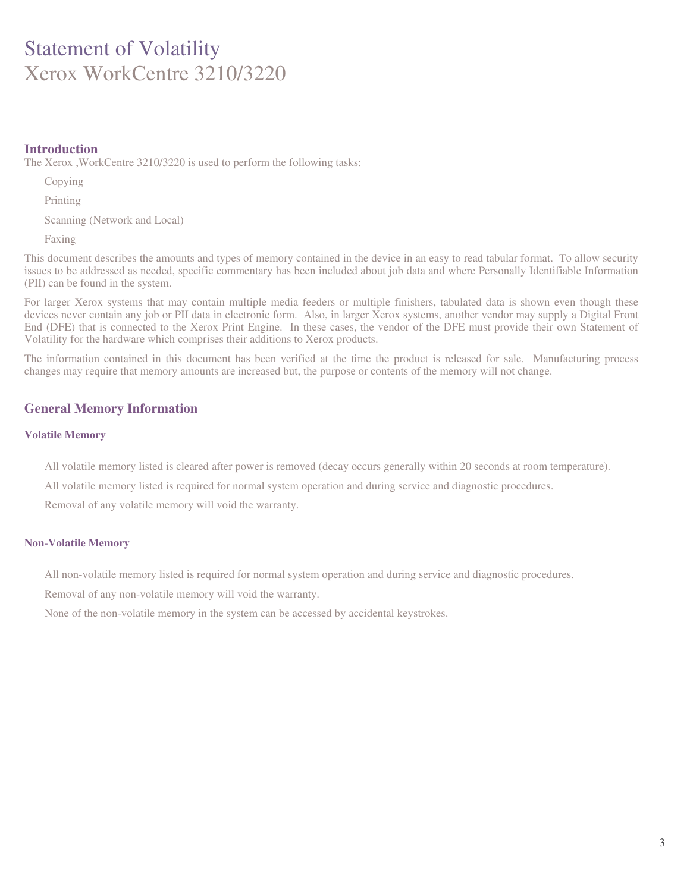# Statement of Volatility
# Xerox WorkCentre 3210/3220

## Introduction

The Xerox ,WorkCentre 3210/3220 is used to perform the following tasks:

- Copying
- Printing
- Scanning (Network and Local)
- Faxing

This document describes the amounts and types of memory contained in the device in an easy to read tabular format. To allow security issues to be addressed as needed, specific commentary has been included about job data and where Personally Identifiable Information (PII) can be found in the system.

For larger Xerox systems that may contain multiple media feeders or multiple finishers, tabulated data is shown even though these devices never contain any job or PII data in electronic form. Also, in larger Xerox systems, another vendor may supply a Digital Front End (DFE) that is connected to the Xerox Print Engine. In these cases, the vendor of the DFE must provide their own Statement of Volatility for the hardware which comprises their additions to Xerox products.

The information contained in this document has been verified at the time the product is released for sale. Manufacturing process changes may require that memory amounts are increased but, the purpose or contents of the memory will not change.

## General Memory Information

### Volatile Memory

- All volatile memory listed is cleared after power is removed (decay occurs generally within 20 seconds at room temperature).
- All volatile memory listed is required for normal system operation and during service and diagnostic procedures.
- Removal of any volatile memory will void the warranty.

### Non-Volatile Memory

- All non-volatile memory listed is required for normal system operation and during service and diagnostic procedures.
- Removal of any non-volatile memory will void the warranty.
- None of the non-volatile memory in the system can be accessed by accidental keystrokes.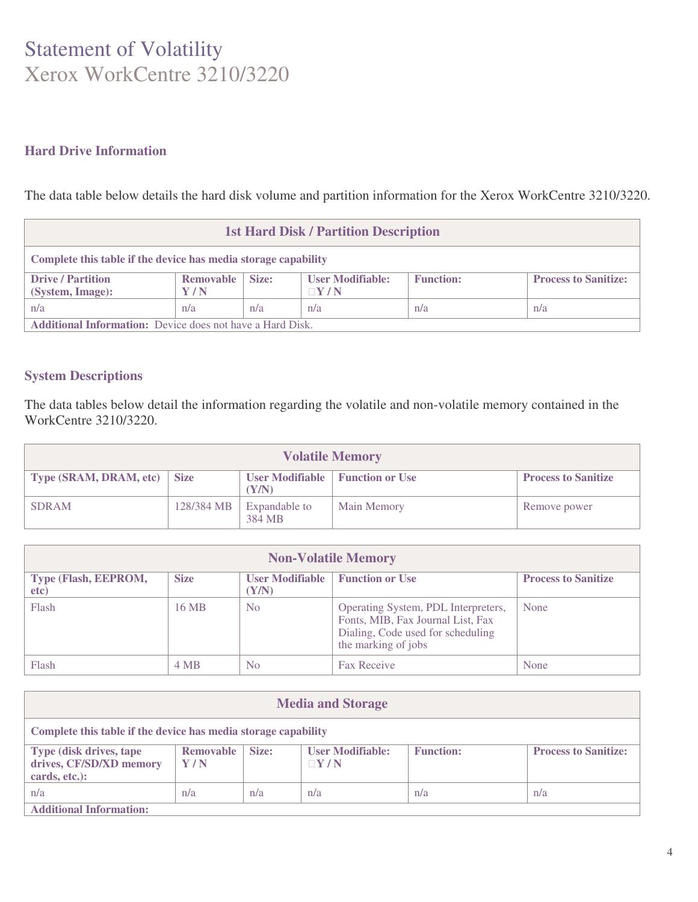# Statement of Volatility
Xerox WorkCentre 3210/3220

## Hard Drive Information

The data table below details the hard disk volume and partition information for the Xerox WorkCentre 3210/3220.

| 1st Hard Disk / Partition Description | | | | | |
|---|---|---|---|---|---|
| **Complete this table if the device has media storage capability** | | | | | |
| **Drive / Partition (System, Image):** | **Removable Y / N** | **Size:** | **User Modifiable: Y / N** | **Function:** | **Process to Sanitize:** |
| n/a | n/a | n/a | n/a | n/a | n/a |
| **Additional Information:** Device does not have a Hard Disk. | | | | | |

## System Descriptions

The data tables below detail the information regarding the volatile and non-volatile memory contained in the WorkCentre 3210/3220.

| Volatile Memory | | | | |
|---|---|---|---|---|
| **Type (SRAM, DRAM, etc)** | **Size** | **User Modifiable (Y/N)** | **Function or Use** | **Process to Sanitize** |
| SDRAM | 128/384 MB | Expandable to 384 MB | Main Memory | Remove power |

| Non-Volatile Memory | | | | |
|---|---|---|---|---|
| **Type (Flash, EEPROM, etc)** | **Size** | **User Modifiable (Y/N)** | **Function or Use** | **Process to Sanitize** |
| Flash | 16 MB | No | Operating System, PDL Interpreters, Fonts, MIB, Fax Journal List, Fax Dialing, Code used for scheduling the marking of jobs | None |
| Flash | 4 MB | No | Fax Receive | None |

| Media and Storage | | | | | |
|---|---|---|---|---|---|
| **Complete this table if the device has media storage capability** | | | | | |
| **Type (disk drives, tape drives, CF/SD/XD memory cards, etc.):** | **Removable Y / N** | **Size:** | **User Modifiable: Y / N** | **Function:** | **Process to Sanitize:** |
| n/a | n/a | n/a | n/a | n/a | n/a |
| **Additional Information:** | | | | | |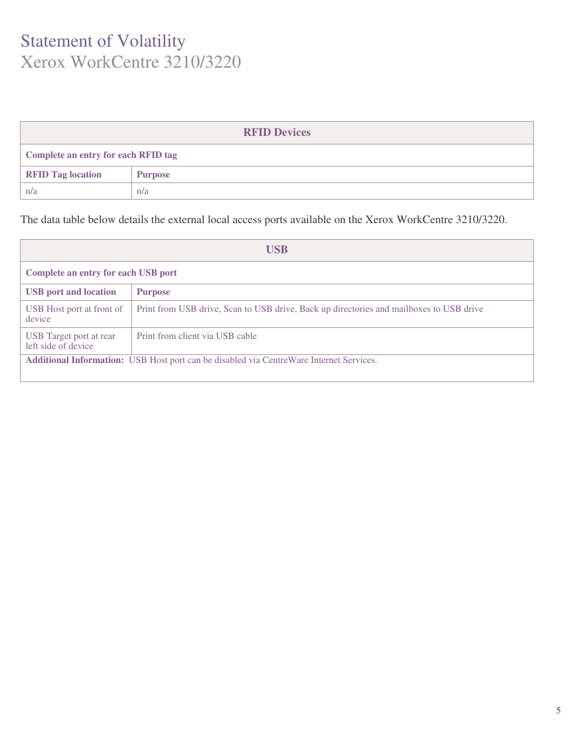# Statement of Volatility
## Xerox WorkCentre 3210/3220

| RFID Devices | |
|---|---|
| **Complete an entry for each RFID tag** | |
| **RFID Tag location** | **Purpose** |
| n/a | n/a |

The data table below details the external local access ports available on the Xerox WorkCentre 3210/3220.

| USB | |
|---|---|
| **Complete an entry for each USB port** | |
| **USB port and location** | **Purpose** |
| USB Host port at front of device | Print from USB drive, Scan to USB drive, Back up directories and mailboxes to USB drive |
| USB Target port at rear left side of device | Print from client via USB cable |
| **Additional Information:** USB Host port can be disabled via CentreWare Internet Services. | |